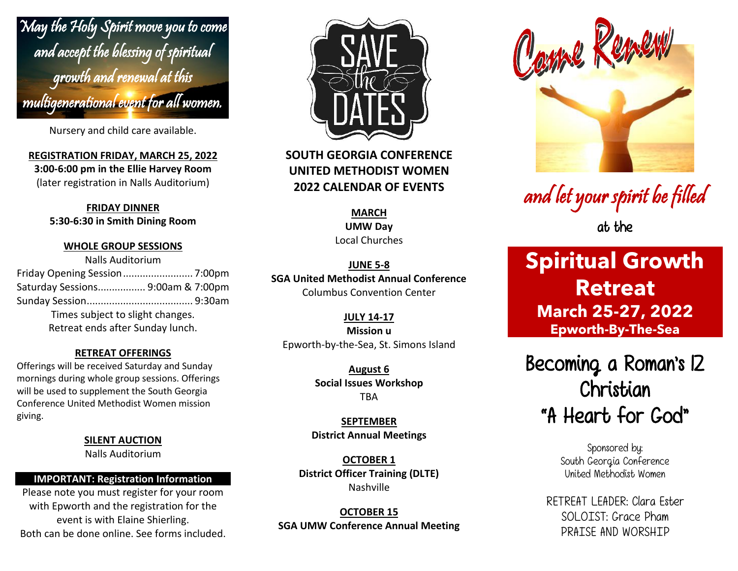May the Holy Spirit move you to come and accept the blessing of spiritual growth and renewal at this multigenerational event for all women.

Nursery and child care available.

**REGISTRATION FRIDAY, MARCH 25, 2022**
**3:00-6:00 pm in the Ellie Harvey Room**
(later registration in Nalls Auditorium)

**FRIDAY DINNER**
**5:30-6:30 in Smith Dining Room**

**WHOLE GROUP SESSIONS**

Nalls Auditorium

Friday Opening Session......................... 7:00pm
Saturday Sessions................. 9:00am & 7:00pm
Sunday Session...................................... 9:30am

Times subject to slight changes.
Retreat ends after Sunday lunch.

**RETREAT OFFERINGS**

Offerings will be received Saturday and Sunday mornings during whole group sessions. Offerings will be used to supplement the South Georgia Conference United Methodist Women mission giving.

**SILENT AUCTION**

Nalls Auditorium

**IMPORTANT: Registration Information**

Please note you must register for your room with Epworth and the registration for the event is with Elaine Shierling.
Both can be done online. See forms included.

SAVE the DATES

**SOUTH GEORGIA CONFERENCE UNITED METHODIST WOMEN 2022 CALENDAR OF EVENTS**

**MARCH**
**UMW Day**
Local Churches

**JUNE 5-8**
**SGA United Methodist Annual Conference**
Columbus Convention Center

**JULY 14-17**
**Mission u**
Epworth-by-the-Sea, St. Simons Island

**August 6**
**Social Issues Workshop**
TBA

**SEPTEMBER**
**District Annual Meetings**

**OCTOBER 1**
**District Officer Training (DLTE)**
Nashville

**OCTOBER 15**
**SGA UMW Conference Annual Meeting**

Come Renew

and let your spirit be filled

at the

# Spiritual Growth Retreat

## March 25-27, 2022

### Epworth-By-The-Sea

# Becoming a Roman's 12 Christian "A Heart for God"

Sponsored by:
South Georgia Conference
United Methodist Women

RETREAT LEADER: Clara Ester
SOLOIST: Grace Pham
PRAISE AND WORSHIP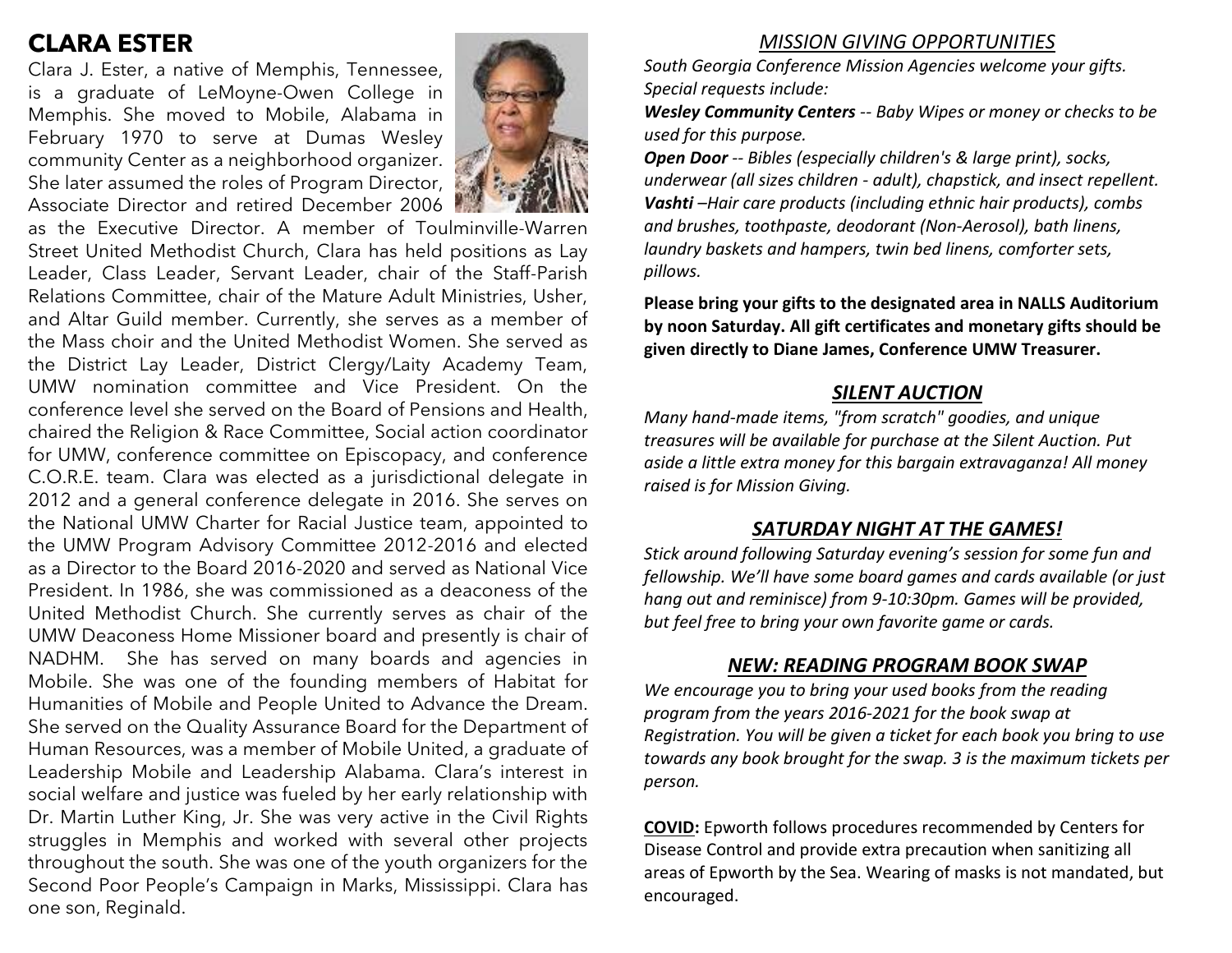## CLARA ESTER

Clara J. Ester, a native of Memphis, Tennessee, is a graduate of LeMoyne-Owen College in Memphis. She moved to Mobile, Alabama in February 1970 to serve at Dumas Wesley community Center as a neighborhood organizer. She later assumed the roles of Program Director, Associate Director and retired December 2006 as the Executive Director. A member of Toulminville-Warren Street United Methodist Church, Clara has held positions as Lay Leader, Class Leader, Servant Leader, chair of the Staff-Parish Relations Committee, chair of the Mature Adult Ministries, Usher, and Altar Guild member. Currently, she serves as a member of the Mass choir and the United Methodist Women. She served as the District Lay Leader, District Clergy/Laity Academy Team, UMW nomination committee and Vice President. On the conference level she served on the Board of Pensions and Health, chaired the Religion & Race Committee, Social action coordinator for UMW, conference committee on Episcopacy, and conference C.O.R.E. team. Clara was elected as a jurisdictional delegate in 2012 and a general conference delegate in 2016. She serves on the National UMW Charter for Racial Justice team, appointed to the UMW Program Advisory Committee 2012-2016 and elected as a Director to the Board 2016-2020 and served as National Vice President. In 1986, she was commissioned as a deaconess of the United Methodist Church. She currently serves as chair of the UMW Deaconess Home Missioner board and presently is chair of NADHM. She has served on many boards and agencies in Mobile. She was one of the founding members of Habitat for Humanities of Mobile and People United to Advance the Dream. She served on the Quality Assurance Board for the Department of Human Resources, was a member of Mobile United, a graduate of Leadership Mobile and Leadership Alabama. Clara's interest in social welfare and justice was fueled by her early relationship with Dr. Martin Luther King, Jr. She was very active in the Civil Rights struggles in Memphis and worked with several other projects throughout the south. She was one of the youth organizers for the Second Poor People's Campaign in Marks, Mississippi. Clara has one son, Reginald.

### *MISSION GIVING OPPORTUNITIES*

*South Georgia Conference Mission Agencies welcome your gifts. Special requests include:*

***Wesley Community Centers*** *-- Baby Wipes or money or checks to be used for this purpose.*

***Open Door*** *-- Bibles (especially children's & large print), socks, underwear (all sizes children - adult), chapstick, and insect repellent.*

***Vashti*** *–Hair care products (including ethnic hair products), combs and brushes, toothpaste, deodorant (Non-Aerosol), bath linens, laundry baskets and hampers, twin bed linens, comforter sets, pillows.*

**Please bring your gifts to the designated area in NALLS Auditorium by noon Saturday. All gift certificates and monetary gifts should be given directly to Diane James, Conference UMW Treasurer.**

### ***SILENT AUCTION***

*Many hand-made items, "from scratch" goodies, and unique treasures will be available for purchase at the Silent Auction. Put aside a little extra money for this bargain extravaganza! All money raised is for Mission Giving.*

### ***SATURDAY NIGHT AT THE GAMES!***

*Stick around following Saturday evening's session for some fun and fellowship. We'll have some board games and cards available (or just hang out and reminisce) from 9-10:30pm. Games will be provided, but feel free to bring your own favorite game or cards.*

### ***NEW: READING PROGRAM BOOK SWAP***

*We encourage you to bring your used books from the reading program from the years 2016-2021 for the book swap at Registration. You will be given a ticket for each book you bring to use towards any book brought for the swap. 3 is the maximum tickets per person.*

**COVID:** Epworth follows procedures recommended by Centers for Disease Control and provide extra precaution when sanitizing all areas of Epworth by the Sea. Wearing of masks is not mandated, but encouraged.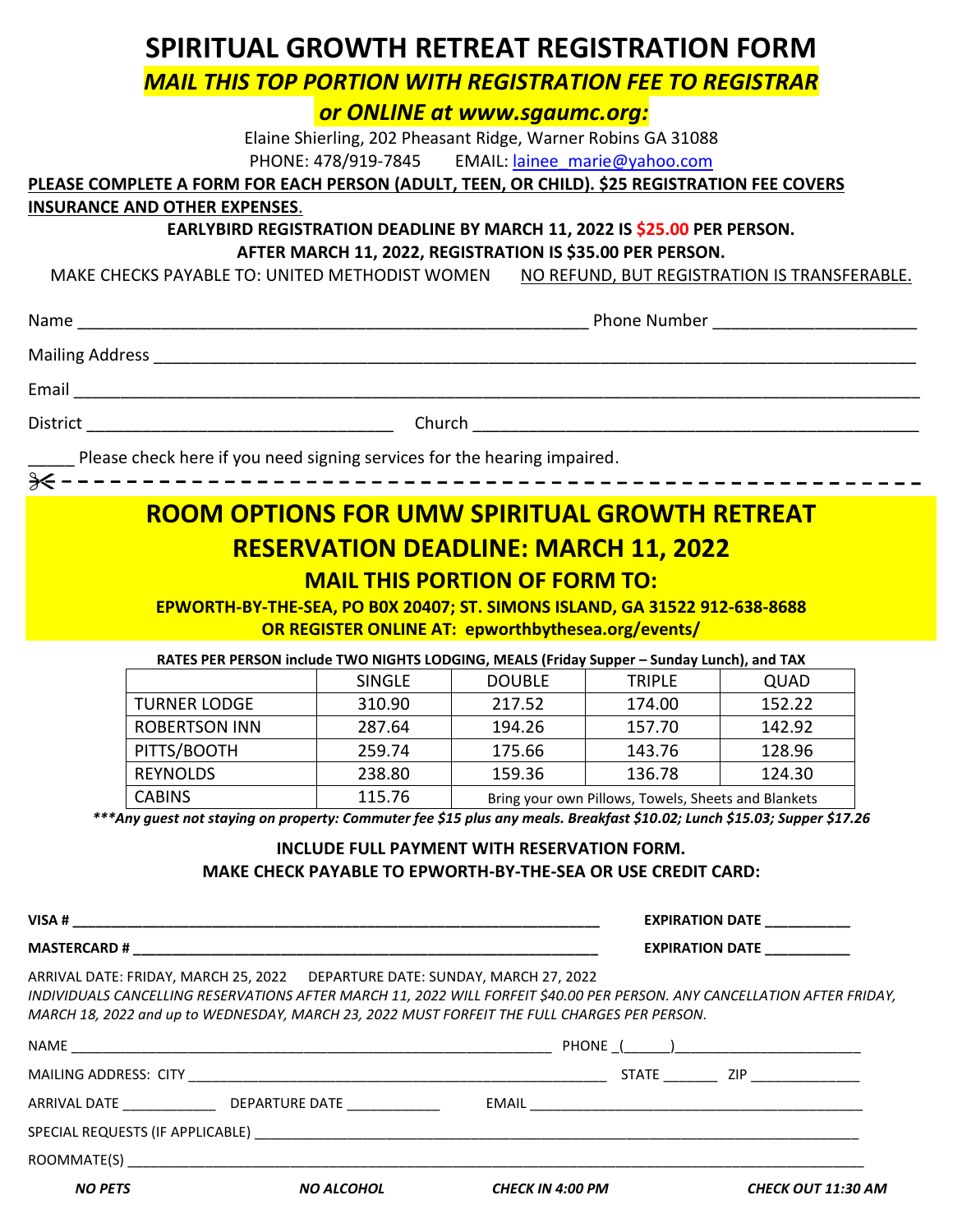# SPIRITUAL GROWTH RETREAT REGISTRATION FORM

***MAIL THIS TOP PORTION WITH REGISTRATION FEE TO REGISTRAR***

***or ONLINE at www.sgaumc.org:***

Elaine Shierling, 202 Pheasant Ridge, Warner Robins GA 31088

PHONE: 478/919-7845 EMAIL: lainee_marie@yahoo.com

**PLEASE COMPLETE A FORM FOR EACH PERSON (ADULT, TEEN, OR CHILD). $25 REGISTRATION FEE COVERS INSURANCE AND OTHER EXPENSES.**

**EARLYBIRD REGISTRATION DEADLINE BY MARCH 11, 2022 IS $25.00 PER PERSON.**

**AFTER MARCH 11, 2022, REGISTRATION IS $35.00 PER PERSON.**

MAKE CHECKS PAYABLE TO: UNITED METHODIST WOMEN NO REFUND, BUT REGISTRATION IS TRANSFERABLE.

Name ______________________________ Phone Number ____________________

Mailing Address ____________________________________________

Email ____________________________________________

District ____________________ Church ______________________________

_____ Please check here if you need signing services for the hearing impaired.

---

## ROOM OPTIONS FOR UMW SPIRITUAL GROWTH RETREAT

## RESERVATION DEADLINE: MARCH 11, 2022

### MAIL THIS PORTION OF FORM TO:

**EPWORTH-BY-THE-SEA, PO B0X 20407; ST. SIMONS ISLAND, GA 31522 912-638-8688**

**OR REGISTER ONLINE AT: epworthbythesea.org/events/**

**RATES PER PERSON include TWO NIGHTS LODGING, MEALS (Friday Supper – Sunday Lunch), and TAX**

| | SINGLE | DOUBLE | TRIPLE | QUAD |
|---|---|---|---|---|
| TURNER LODGE | 310.90 | 217.52 | 174.00 | 152.22 |
| ROBERTSON INN | 287.64 | 194.26 | 157.70 | 142.92 |
| PITTS/BOOTH | 259.74 | 175.66 | 143.76 | 128.96 |
| REYNOLDS | 238.80 | 159.36 | 136.78 | 124.30 |
| CABINS | 115.76 | Bring your own Pillows, Towels, Sheets and Blankets | | |

***\*\*\*Any guest not staying on property: Commuter fee $15 plus any meals. Breakfast $10.02; Lunch $15.03; Supper $17.26***

**INCLUDE FULL PAYMENT WITH RESERVATION FORM.**

**MAKE CHECK PAYABLE TO EPWORTH-BY-THE-SEA OR USE CREDIT CARD:**

**VISA #** ____________________________________________ **EXPIRATION DATE** __________

**MASTERCARD #** ____________________________________________ **EXPIRATION DATE** __________

ARRIVAL DATE: FRIDAY, MARCH 25, 2022 DEPARTURE DATE: SUNDAY, MARCH 27, 2022

*INDIVIDUALS CANCELLING RESERVATIONS AFTER MARCH 11, 2022 WILL FORFEIT $40.00 PER PERSON. ANY CANCELLATION AFTER FRIDAY, MARCH 18, 2022 and up to WEDNESDAY, MARCH 23, 2022 MUST FORFEIT THE FULL CHARGES PER PERSON.*

NAME ______________________________ PHONE _(______)____________________

MAILING ADDRESS: CITY ______________________________ STATE _______ ZIP ____________

ARRIVAL DATE ____________ DEPARTURE DATE ____________ EMAIL ______________________________

SPECIAL REQUESTS (IF APPLICABLE) ____________________________________________

ROOMMATE(S) ____________________________________________

***NO PETS*** ***NO ALCOHOL*** ***CHECK IN 4:00 PM*** ***CHECK OUT 11:30 AM***